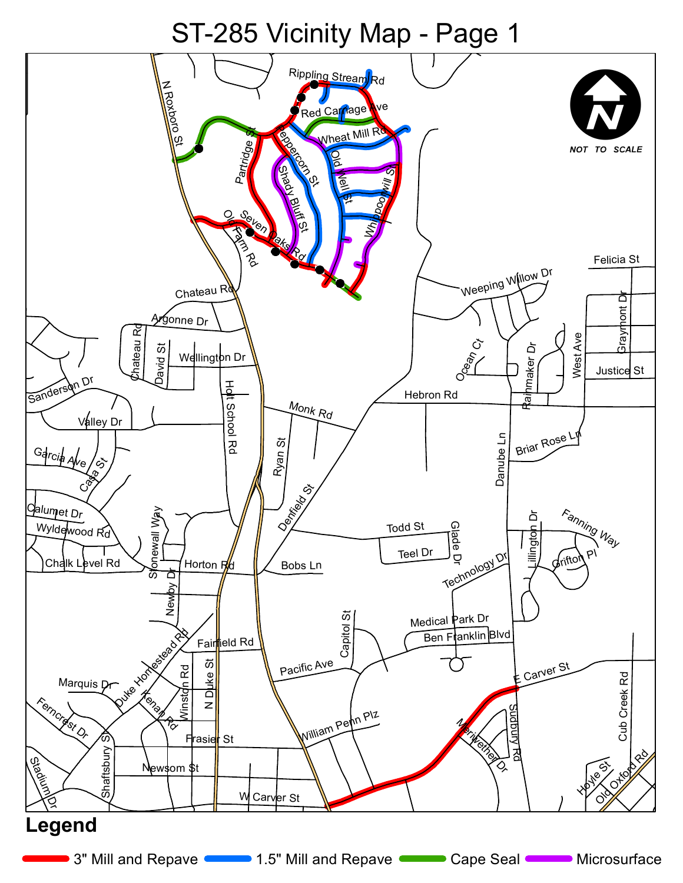# ST-285 Vicinity Map - Page 1

NOT TO SCALE

Rippling Stream Rd, Red Carriage Ave, Wheat Mill Rd, N Roxboro St, Partridge St, Peppercorn St, Shady Bluff St, Old Well St, Whippoorwill St, Old Farm Rd, Seven Oaks Rd, Chateau Rd, Argonne Dr, Weeping Willow Dr, Felicia St, Graymont Dr, West Ave, Justice St, Chateau Rd, David St, Wellington Dr, Ocean Ct, Rainmaker Dr, Sanderson Dr, Holt School Rd, Hebron Rd, Monk Rd, Valley Dr, Briar Rose Ln, Danube Ln, Ryan St, Garcia Ave, Casa St, Denfield St, Calumet Dr, Fanning Way, Wyldewood Rd, Stonewall Way, Todd St, Glade Dr, Lillington Dr, Teel Dr, Chalk Level Rd, Horton Rd, Bobs Ln, Grifton Pl, Technology Dr, Newby Dr, Medical Park Dr, Capitol St, Ben Franklin Blvd, Fairfield Rd, Duke Homestead Rd, Pacific Ave, E Carver St, Marquis Dr, Winston Rd, N Duke St, Kenan Rd, Cub Creek Rd, Ferncrest Dr, Sudbury Rd, William Penn Plz, Meriwether Dr, Frasier St, Shaftsbury St, Stadium Dr, Newsom St, Hoyle St, Old Oxford Rd, W Carver St

## Legend

- 3" Mill and Repave
- 1.5" Mill and Repave
- Cape Seal
- Microsurface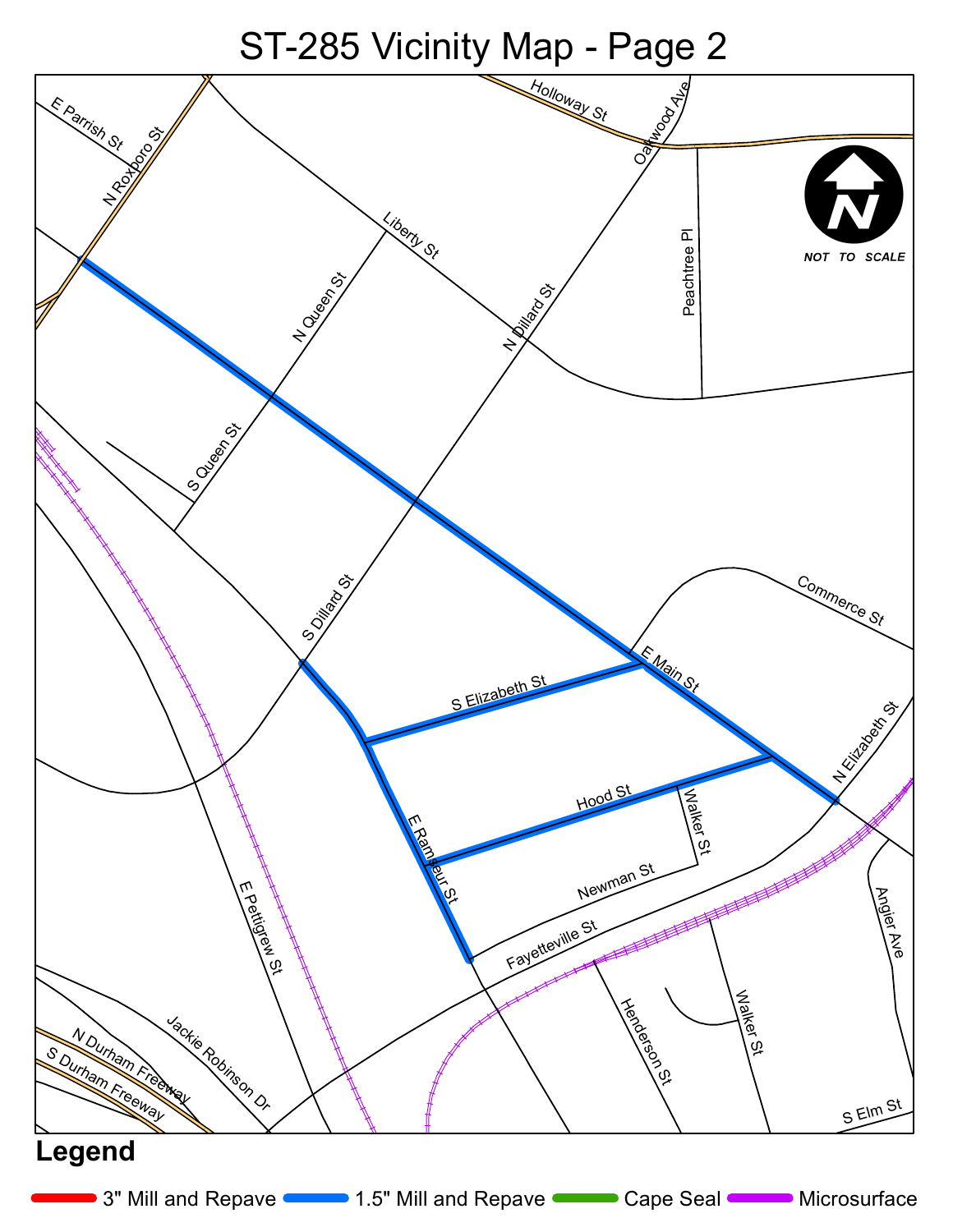# ST-285 Vicinity Map - Page 2

E Parrish St

N Roxboro St

Holloway St

Oakwood Ave

Liberty St

N Queen St

N Dillard St

Peachtree Pl

NOT TO SCALE

S Queen St

S Dillard St

Commerce St

E Main St

S Elizabeth St

N Elizabeth St

Hood St

Walker St

E Ramseur St

Newman St

E Pettigrew St

Fayetteville St

Angier Ave

Henderson St

Walker St

Jackie Robinson Dr

N Durham Freeway

S Durham Freeway

S Elm St

## Legend

- 3" Mill and Repave
- 1.5" Mill and Repave
- Cape Seal
- Microsurface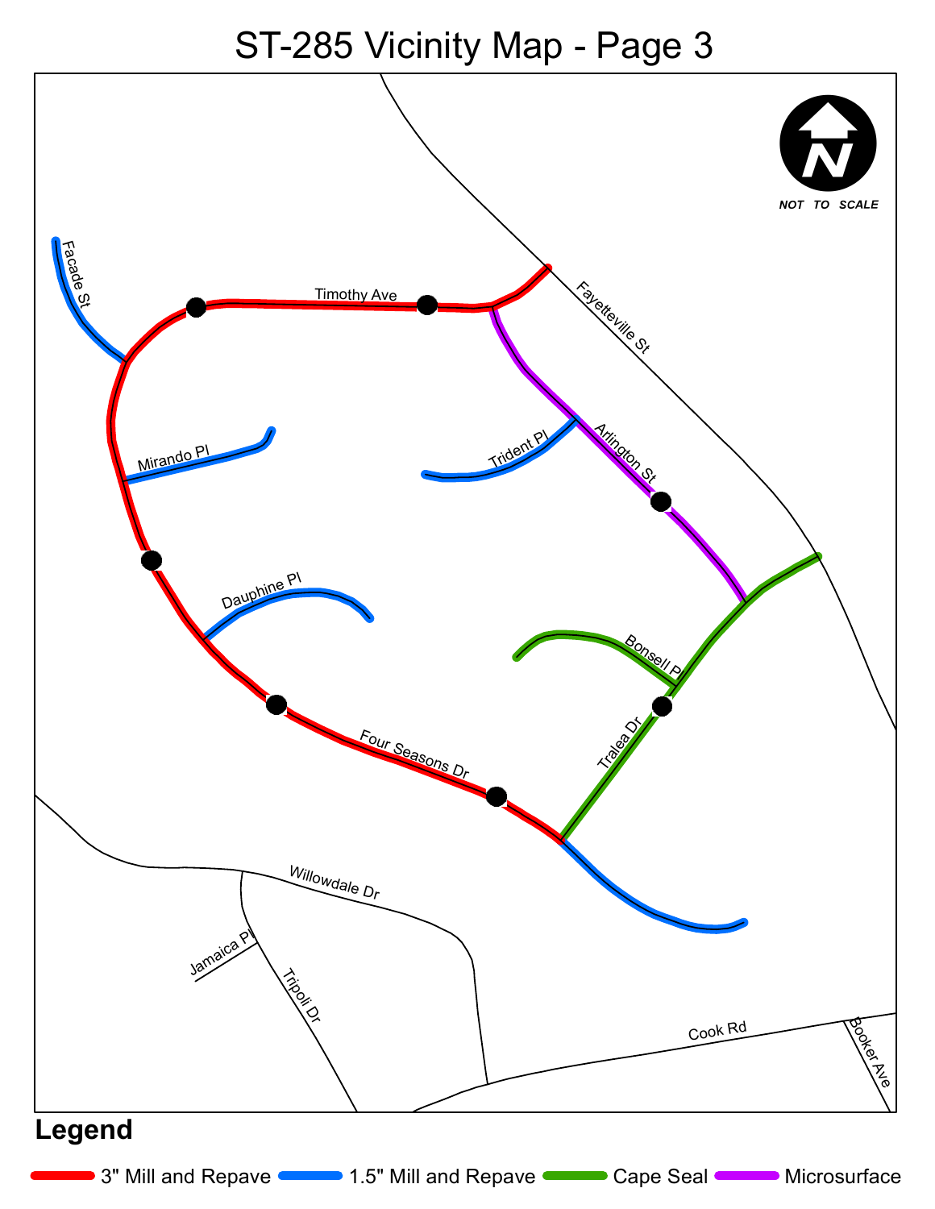# ST-285 Vicinity Map - Page 3

NOT TO SCALE

Facade St

Timothy Ave

Fayetteville St

Mirando Pl

Trident Pl

Arlington St

Dauphine Pl

Bonsell Pl

Tralea Dr

Four Seasons Dr

Willowdale Dr

Jamaica Pl

Tripoli Dr

Cook Rd

Booker Ave

## Legend

- 3" Mill and Repave
- 1.5" Mill and Repave
- Cape Seal
- Microsurface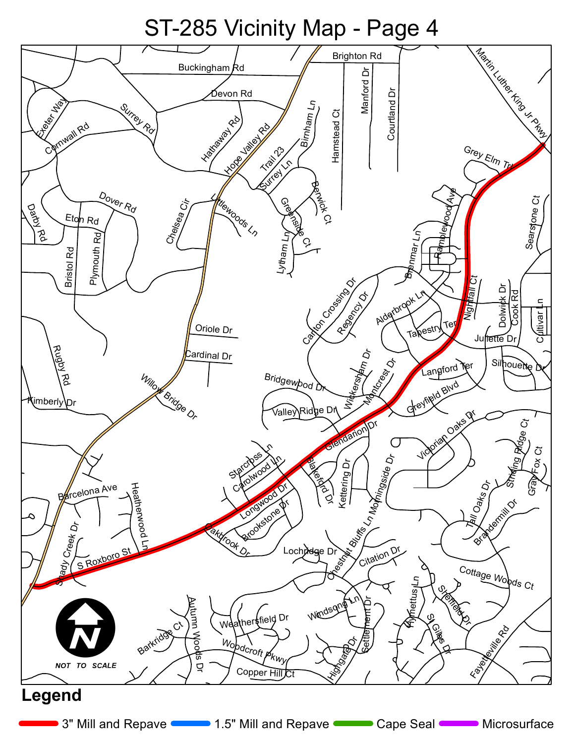# ST-285 Vicinity Map - Page 4

NOT TO SCALE

Buckingham Rd, Brighton Rd, Devon Rd, Exeter Way, Surrey Rd, Cornwall Rd, Hathaway Rd, Hope Valley Rd, Manford Dr, Courtland Dr, Martin Luther King Jr Pkwy, Hamstead Ct, Birnham Ln, Trail 23, Surrey Ln, Grey Elm Trl, Berwick Ct, Dover Rd, Eton Rd, Darby Rd, Chelsea Cir, Littlewoods Ln, Greenside Ct, Ramblewood Ave, Searstone Ct, Plymouth Rd, Bristol Rd, Lytham Ln, Brenmar Ln, Nightfall Ct, Dolwick Dr, Cook Rd, Cultivar Ln, Carlton Crossing Dr, Regency Dr, Alderbrook Ln, Tapestry Ter, Juliette Dr, Oriole Dr, Cardinal Dr, Rugby Rd, Wickersham Dr, Montcrest Dr, Langford Ter, Silhouette Dr, Willow Bridge Dr, Bridgewood Dr, Greyfield Blvd, Kimberly Dr, Valley Ridge Dr, Glendarion Dr, Victorian Oaks Dr, Starcross Ln, Carolwood Ln, Blakeford Dr, Kettering Dr, Morningside Dr, Striding Ridge Ct, Gray Fox Ct, Barcelona Ave, Heatherwood Ln, Longwood Dr, Brookstone Dr, Tall Oaks Dr, Brandermill Dr, Shady Creek Dr, S Roxboro St, Oakbrook Dr, Lochridge Dr, Chestnut Bluffs Ln, Citation Dr, Cottage Woods Ct, Autumn Woods Dr, Weathersfield Dr, Windsong Ln, Settlement Dr, Hymettus Ln, Sheffield Dr, St Giles Dr, Fayetteville Rd, Barkridge Ct, Woodcroft Pkwy, Highgate Dr, Copper Hill Ct

## Legend

- 3" Mill and Repave
- 1.5" Mill and Repave
- Cape Seal
- Microsurface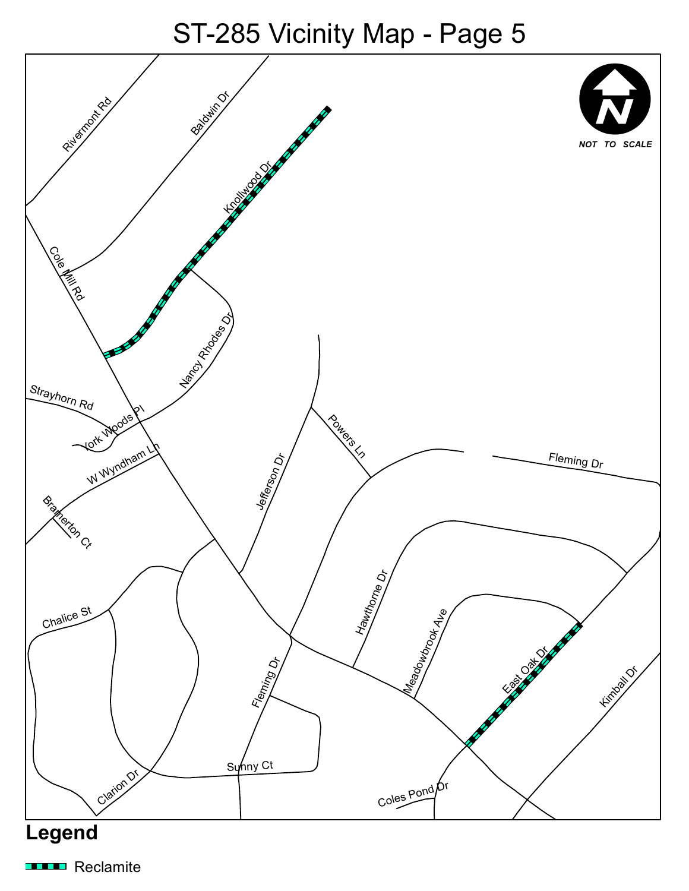# ST-285 Vicinity Map - Page 5

NOT TO SCALE

Rivermont Rd
Baldwin Dr
Knollwood Dr
Cole Mill Rd
Nancy Rhodes Dr
Strayhorn Rd
York Woods Pl
W Wyndham Ln
Bramerton Ct
Jefferson Dr
Powers Ln
Fleming Dr
Hawthorne Dr
Meadowbrook Ave
East Oak Dr
Kimball Dr
Chalice St
Fleming Dr
Sunny Ct
Clarion Dr
Coles Pond Dr

## Legend

Reclamite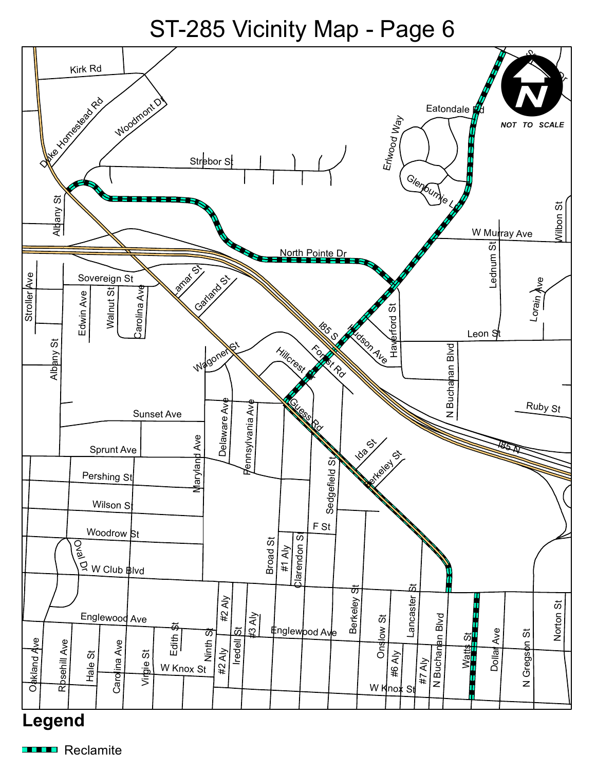# ST-285 Vicinity Map - Page 6

NOT TO SCALE

Kirk Rd
Duke Homestead Rd
Woodmont Dr
Strebor St
Eatondale Rd
Erlwood Way
Glenburnie Ln
W Murray Ave
Wilbon St
Albany St
North Pointe Dr
Lednum St
Stroller Ave
Sovereign St
Lamar St
Garland St
Edwin Ave
Walnut St
Carolina Ave
I85 S
Hudson Ave
Haverford St
Lorain Ave
Leon St
Albany St
Wagoner St
Hillcrest Dr
Forest Rd
N Buchanan Blvd
Ruby St
Sunset Ave
Guess Rd
Delaware Ave
Pennsylvania Ave
Maryland Ave
Sprunt Ave
Ida St
I85 N
Pershing St
Berkeley St
Sedgefield St
Wilson St
F St
Woodrow St
Oval Dr
Broad St
#1 Aly
Clarendon St
W Club Blvd
#2 Aly
Englewood Ave
#3 Aly
Englewood Ave
Berkeley St
Onslow St
Lancaster St
Edith St
Ninth St
Iredell St
Oakland Ave
Rosehill Ave
Hale St
Carolina Ave
Virgie St
W Knox St
#2 Aly
#6 Aly
#7 Aly
N Buchanan Blvd
Watts St
Dollar Ave
N Gregson St
Norton St
W Knox St

## Legend

Reclamite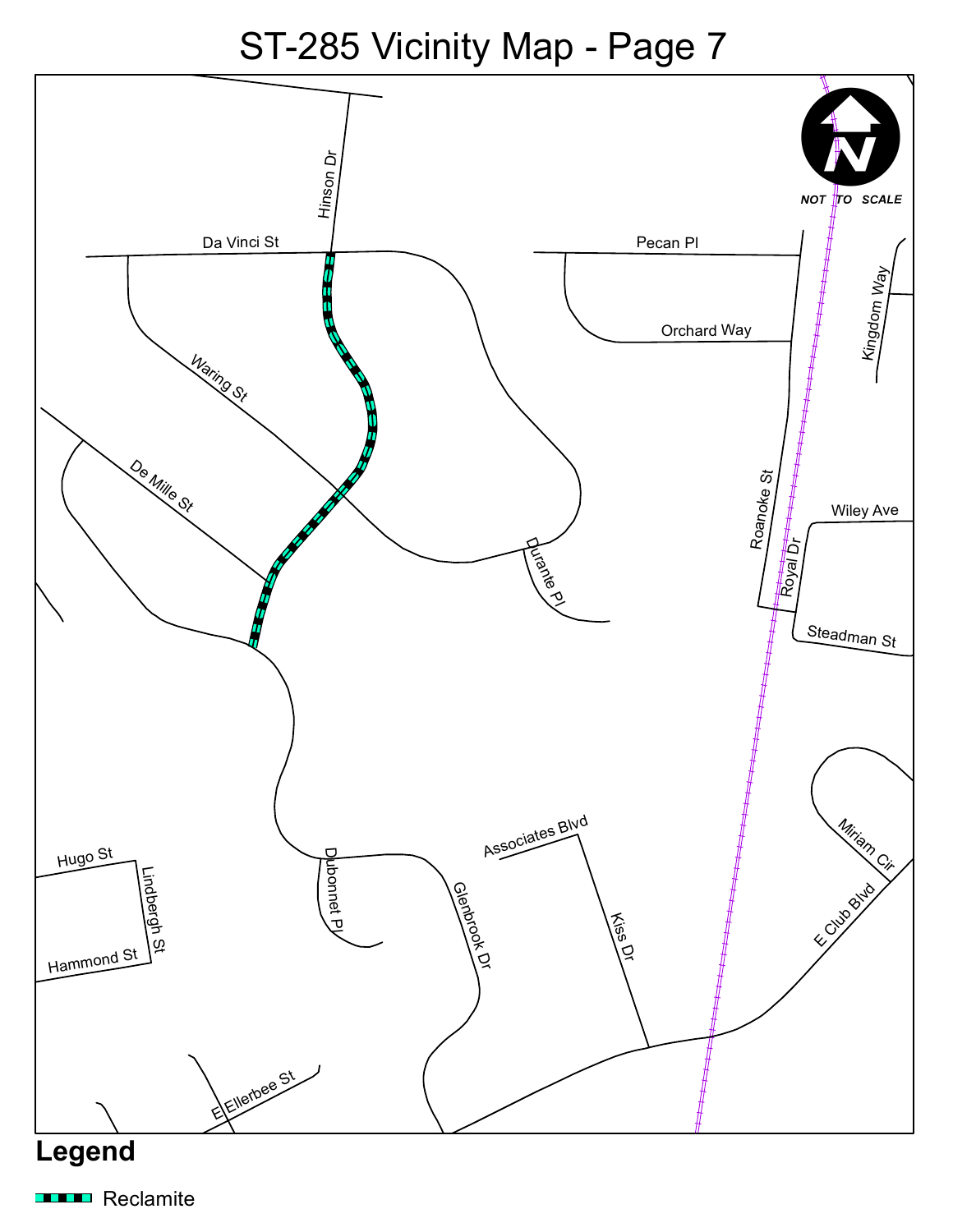# ST-285 Vicinity Map - Page 7

Hinson Dr

Da Vinci St

Pecan Pl

Orchard Way

Kingdom Way

Waring St

De Mille St

Roanoke St

Wiley Ave

Royal Dr

Durante Pl

Steadman St

NOT TO SCALE

Miriam Cir

Associates Blvd

E Club Blvd

Hugo St

Dubonnet Pl

Glenbrook Dr

Kiss Dr

Lindbergh St

Hammond St

E Ellerbee St

**Legend**

Reclamite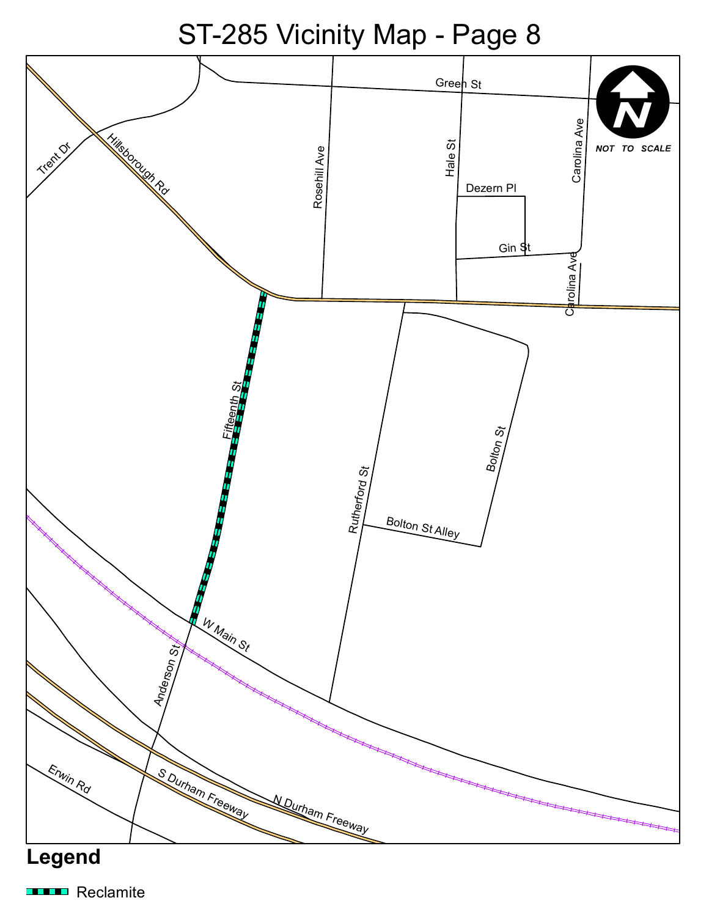# ST-285 Vicinity Map - Page 8

Green St
Trent Dr
Hillsborough Rd
Rosehill Ave
Hale St
Carolina Ave
Dezern Pl
Gin St
Carolina Ave
Fifteenth St
Rutherford St
Bolton St
Bolton St Alley
W Main St
Anderson St
Erwin Rd
S Durham Freeway
N Durham Freeway

NOT TO SCALE

**Legend**

Reclamite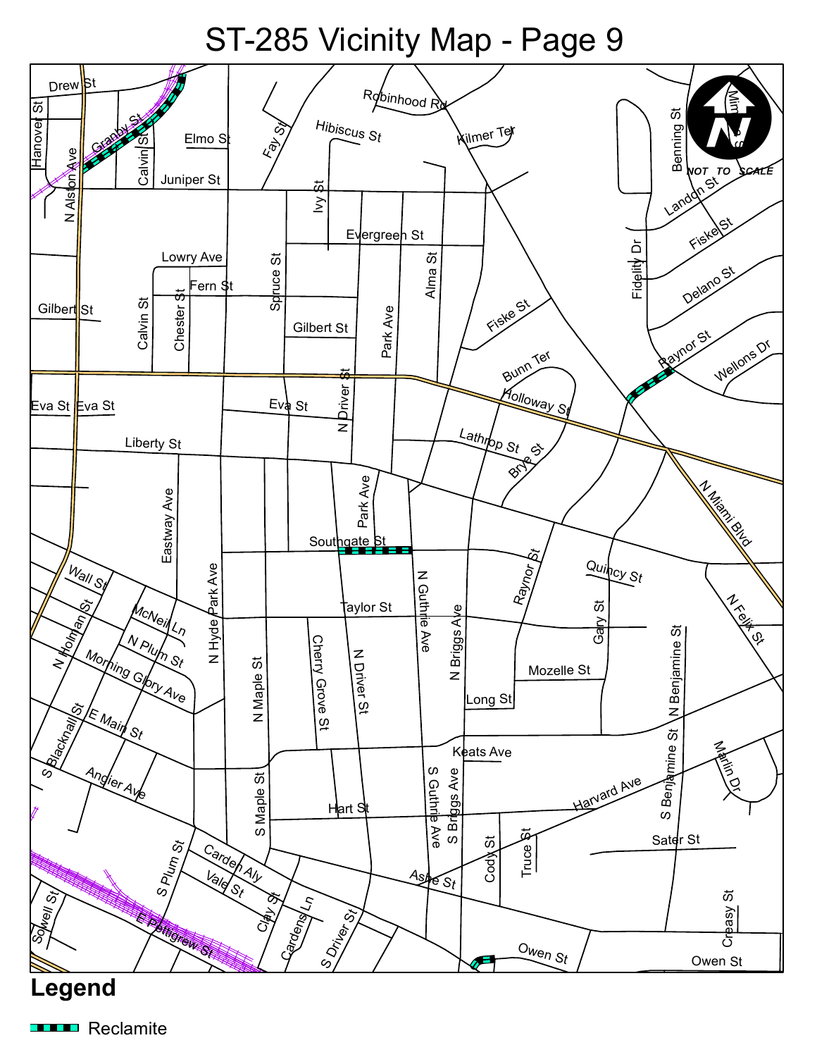# ST-285 Vicinity Map - Page 9

NOT TO SCALE

Drew St, Hanover St, Granby St, Calvin St, Elmo St, Juniper St, N Alston Ave, Fay St, Hibiscus St, Robinhood Rd, Kilmer Ter, Ivy St, Evergreen St, Benning St, Landon St, Fiske St, Fidelity Dr, Delano St, Lowry Ave, Fern St, Spruce St, Alma St, Gilbert St, Calvin St, Chester St, Park Ave, Fiske St, Raynor St, Wellons Dr, Bunn Ter, Holloway St, N Driver St, Eva St, Eva St, Eva St, Lathrop St, Brye St, Liberty St, Eastway Ave, Park Ave, N Miami Blvd, Southgate St, Wall St, Raynor St, Quincy St, N Hyde Park Ave, N Guthrie Ave, McNeil Ln, Taylor St, N Briggs Ave, Gary St, N Felix St, N Holman St, N Plum St, Cherry Grove St, N Driver St, N Benjamine St, Morning Glory Ave, N Maple St, Mozelle St, Long St, E Main St, Keats Ave, Marlin Dr, S Blacknall St, Angier Ave, S Maple St, S Guthrie Ave, S Briggs Ave, Hart St, Harvard Ave, S Benjamine St, S Plum St, Sater St, Carden Aly, Cody St, Truce St, Vale St, Ashe St, Sowell St, Clay St, E Pettigrew St, Cardens Ln, S Driver St, Creasy St, Owen St, Owen St

## Legend

Reclamite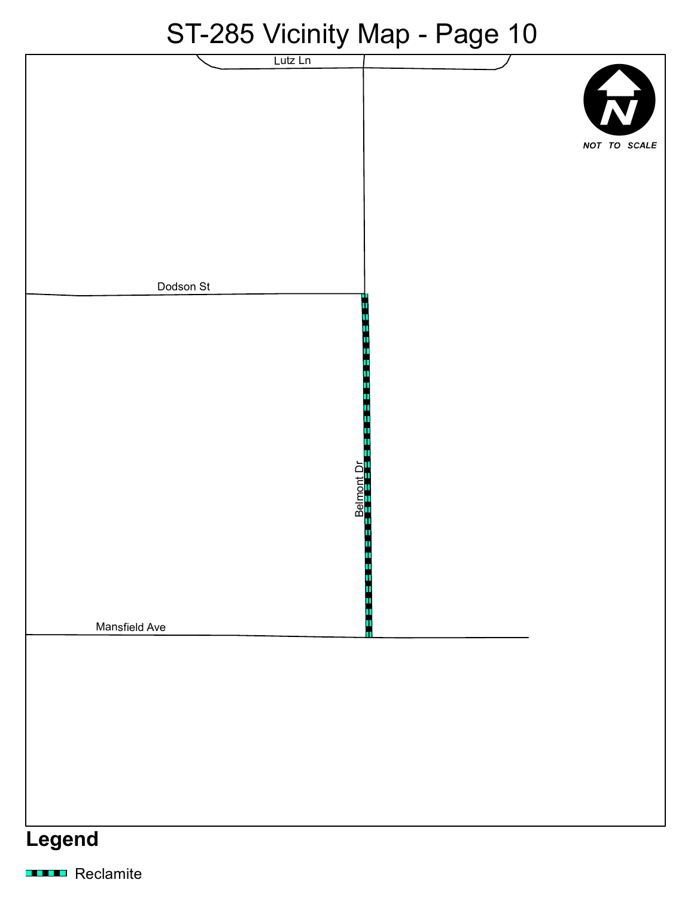# ST-285 Vicinity Map - Page 10

Lutz Ln

Dodson St

Belmont Dr

Mansfield Ave

NOT TO SCALE

## Legend

Reclamite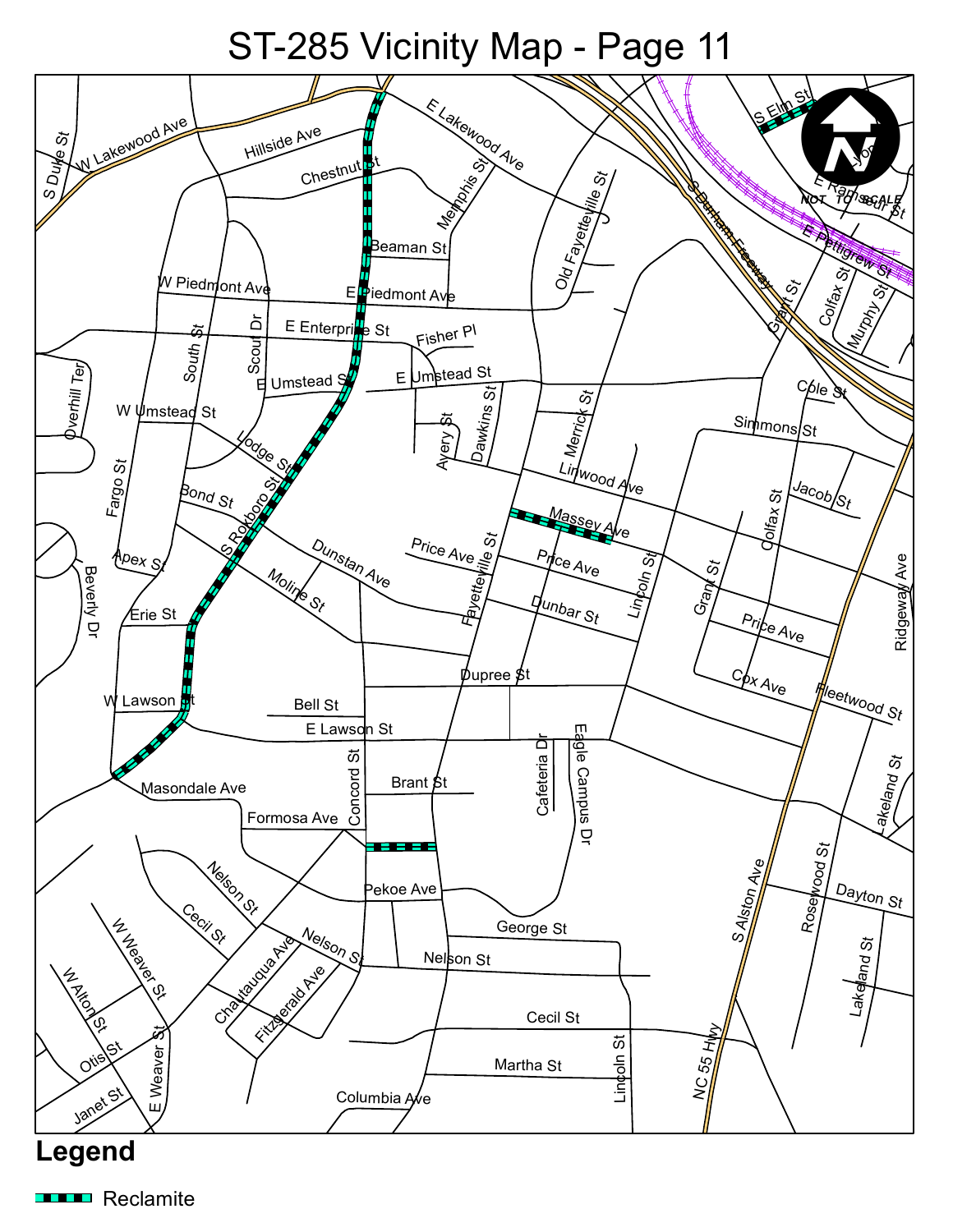# ST-285 Vicinity Map - Page 11

NOT TO SCALE

## Legend

Reclamite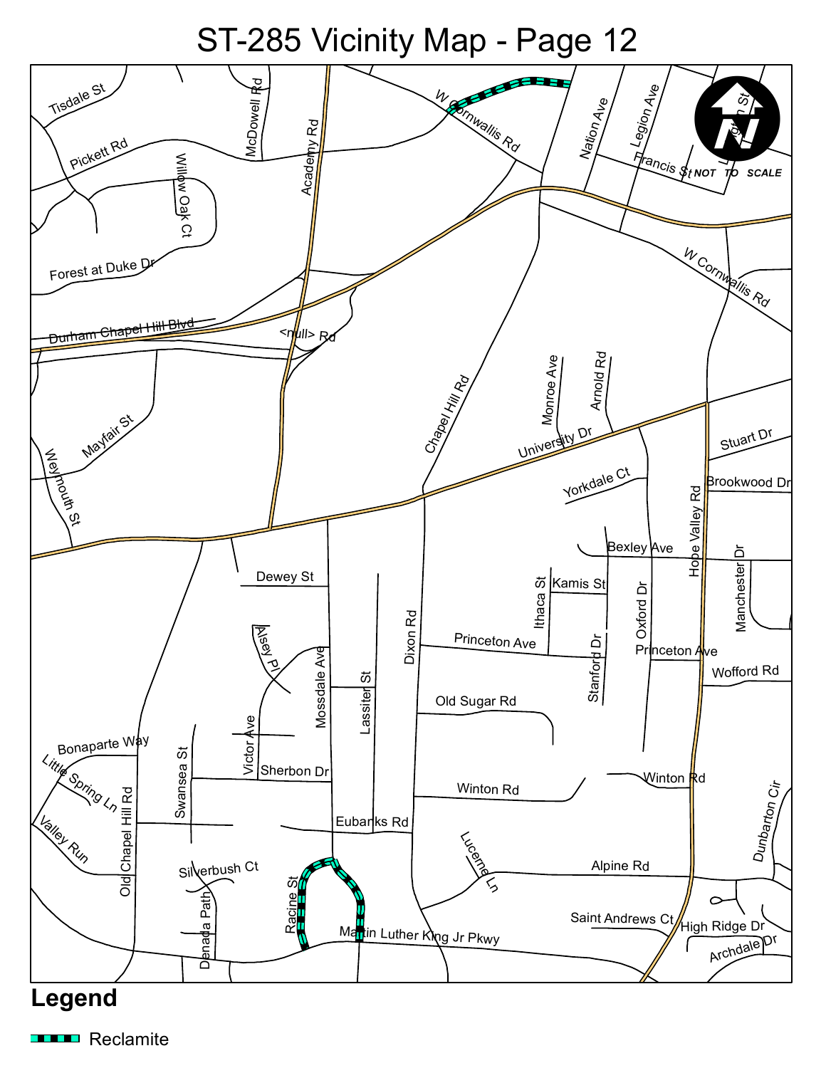# ST-285 Vicinity Map - Page 12

NOT TO SCALE

Tisdale St
Pickett Rd
McDowell Rd
Academy Rd
W Cornwallis Rd
Nation Ave
Legion Ave
Francis St
Willow Oak Ct
Forest at Duke Dr
Durham Chapel Hill Blvd
<null> Rd
Chapel Hill Rd
Monroe Ave
Arnold Rd
Mayfair St
Weymouth St
University Dr
Stuart Dr
Yorkdale Ct
Brookwood Dr
Hope Valley Rd
Bexley Ave
Dewey St
Kamis St
Ithaca St
Manchester Dr
Oxford Dr
Alsey Pl
Princeton Ave
Stanford Dr
Princeton Ave
Dixon Rd
Wofford Rd
Mossdale Ave
Lassiter St
Old Sugar Rd
Victor Ave
Bonaparte Way
Little Spring Ln
Swansea St
Sherbon Dr
Winton Rd
Winton Rd
Old Chapel Hill Rd
Valley Run
Eubanks Rd
Dunbarton Cir
Lucerne Ln
Silverbush Ct
Alpine Rd
Racine St
Denada Path
Saint Andrews Ct
High Ridge Dr
Martin Luther King Jr Pkwy
Archdale Dr

## Legend

Reclamite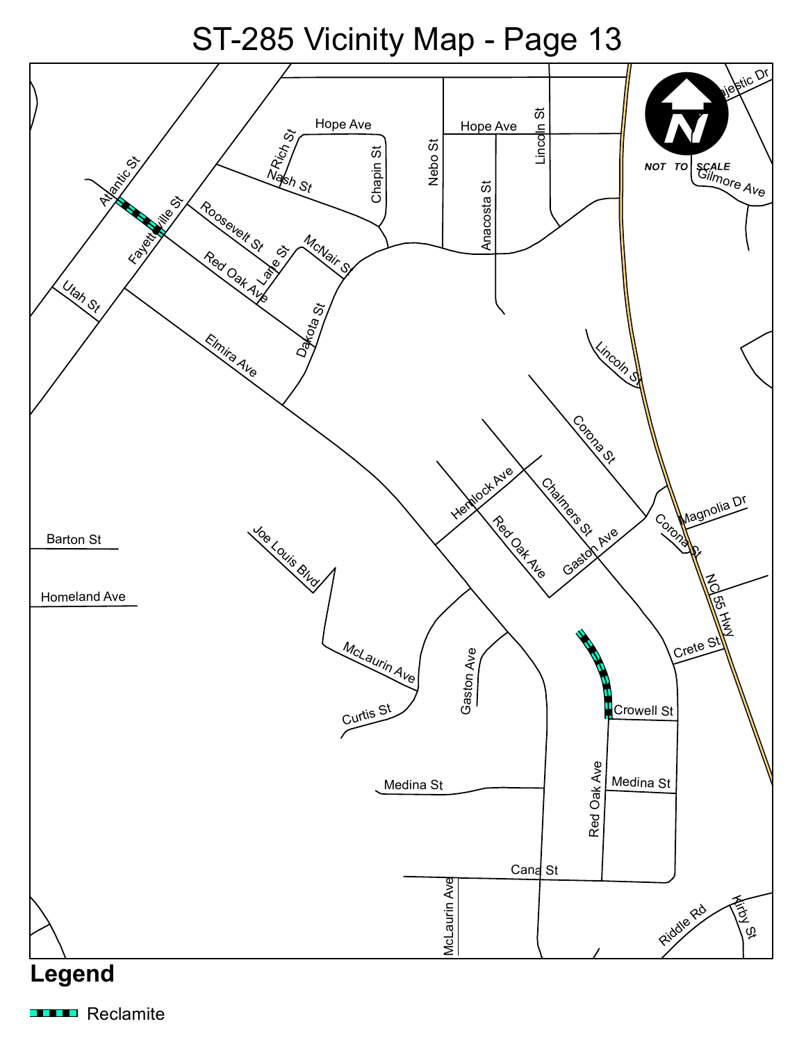# ST-285 Vicinity Map - Page 13

NOT TO SCALE

Hope Ave, Rich St, Nash St, Chapin St, Nebo St, Hope Ave, Anacosta St, Lincoln St, Majestic Dr, Gilmore Ave, Atlantic St, Fayetteville St, Roosevelt St, McNair St, Lane St, Red Oak Ave, Utah St, Dakota St, Elmira Ave, Lincoln St, Corona St, Hemlock Ave, Chalmers St, Red Oak Ave, Gaston Ave, Magnolia Dr, Corona St, NC 55 Hwy, Barton St, Homeland Ave, Joe Louis Blvd, McLaurin Ave, Curtis St, Gaston Ave, Crete St, Crowell St, Medina St, Medina St, Red Oak Ave, Cana St, McLaurin Ave, Riddle Rd, Kirby St

## Legend

Reclamite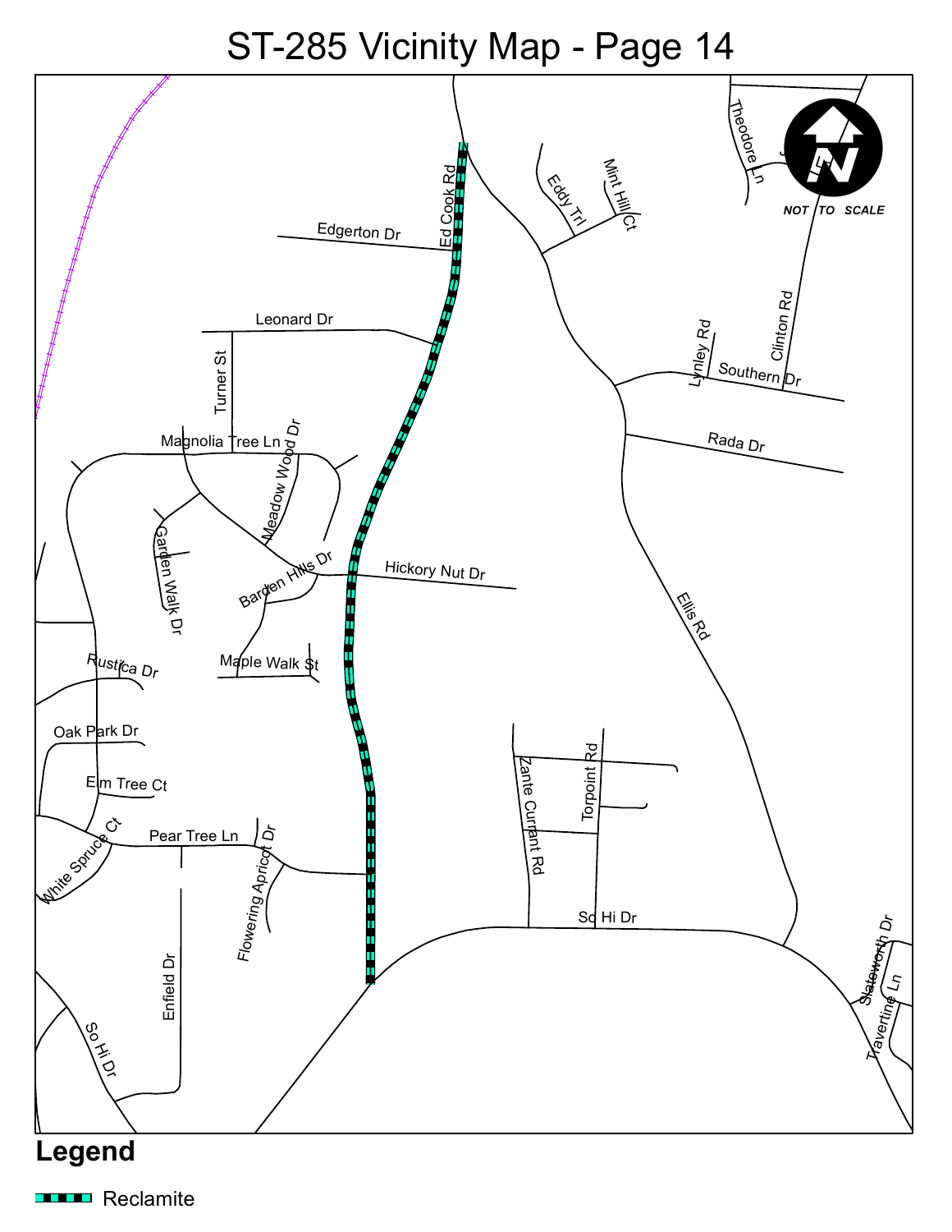# ST-285 Vicinity Map - Page 14

Ed Cook Rd

Edgerton Dr

Eddy Trl

Mint Hill Ct

Theodore Ln

NOT TO SCALE

Leonard Dr

Turner St

Lynley Rd

Clinton Rd

Southern Dr

Magnolia Tree Ln

Meadow Wood Dr

Rada Dr

Garden Walk Dr

Barden Hills Dr

Hickory Nut Dr

Ellis Rd

Rustica Dr

Maple Walk St

Oak Park Dr

Elm Tree Ct

Zante Currant Rd

Torpoint Rd

White Spruce Ct

Pear Tree Ln

Flowering Apricot Dr

So Hi Dr

Enfield Dr

Slateworth Dr

Travertine Ln

So Hi Dr

## Legend

Reclamite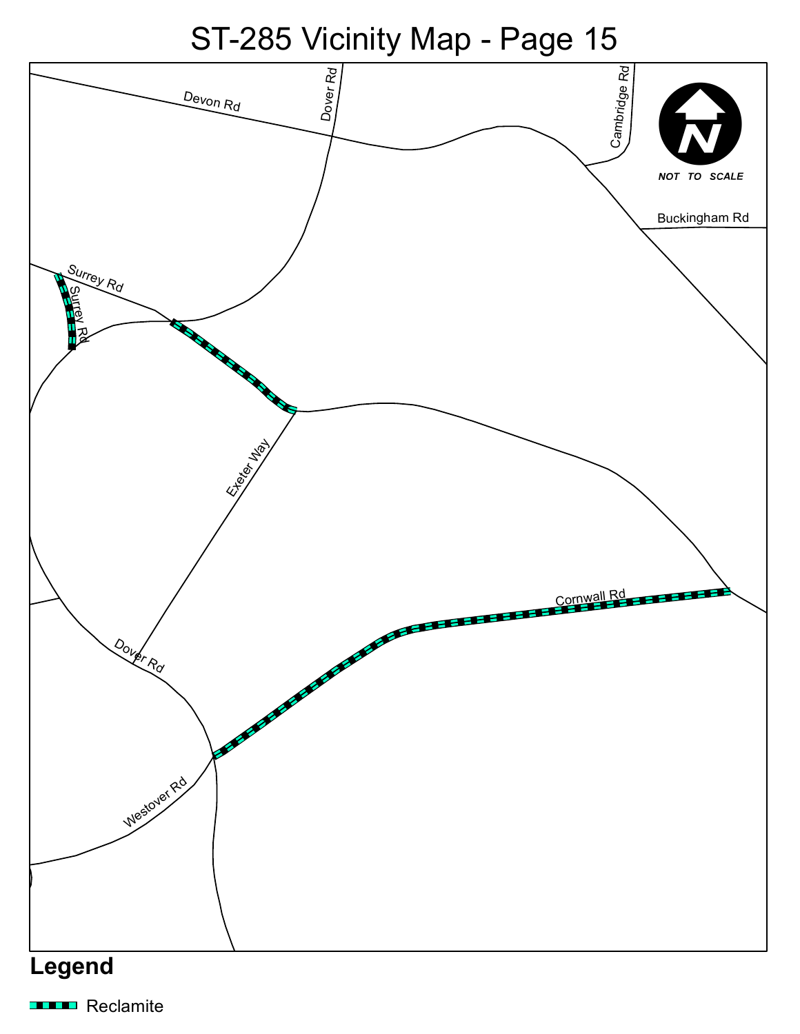# ST-285 Vicinity Map - Page 15

Devon Rd

Dover Rd

Cambridge Rd

NOT TO SCALE

Buckingham Rd

Surrey Rd

Surrey Rd

Exeter Way

Cornwall Rd

Dover Rd

Westover Rd

## Legend

Reclamite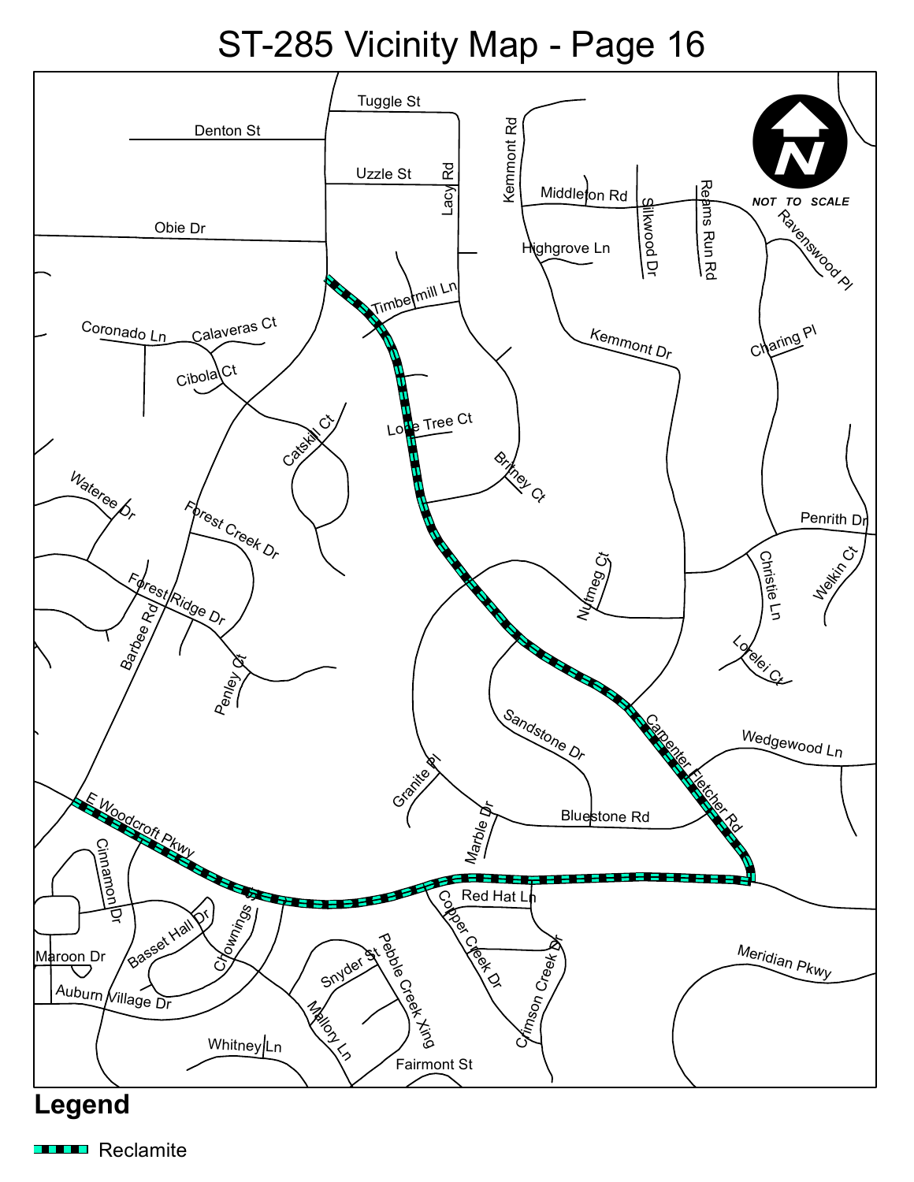# ST-285 Vicinity Map - Page 16

Tuggle St
Denton St
Uzzle St
Lacy Rd
Kemmont Rd
Middleton Rd
Silkwood Dr
Reams Run Rd
NOT TO SCALE
Ravenswood Pl
Obie Dr
Highgrove Ln
Timbermill Ln
Coronado Ln
Calaveras Ct
Kemmont Dr
Charing Pl
Cibola Ct
Lone Tree Ct
Catskill Ct
Britney Ct
Wateree Dr
Forest Creek Dr
Penrith Dr
Forest Ridge Dr
Nutmeg Ct
Christie Ln
Welkin Ct
Barbee Rd
Lorelei Ct
Penley Ct
Sandstone Dr
Carpenter Fletcher Rd
Wedgewood Ln
Granite Pl
Marble Dr
Bluestone Rd
E Woodcroft Pkwy
Cinnamon Dr
Red Hat Ln
Basset Hall Dr
Chownings St
Copper Creek Dr
Crimson Creek Dr
Meridian Pkwy
Maroon Dr
Snyder St
Pebble Creek Xing
Auburn Village Dr
Mallory Ln
Whitney Ln
Fairmont St

## Legend

Reclamite